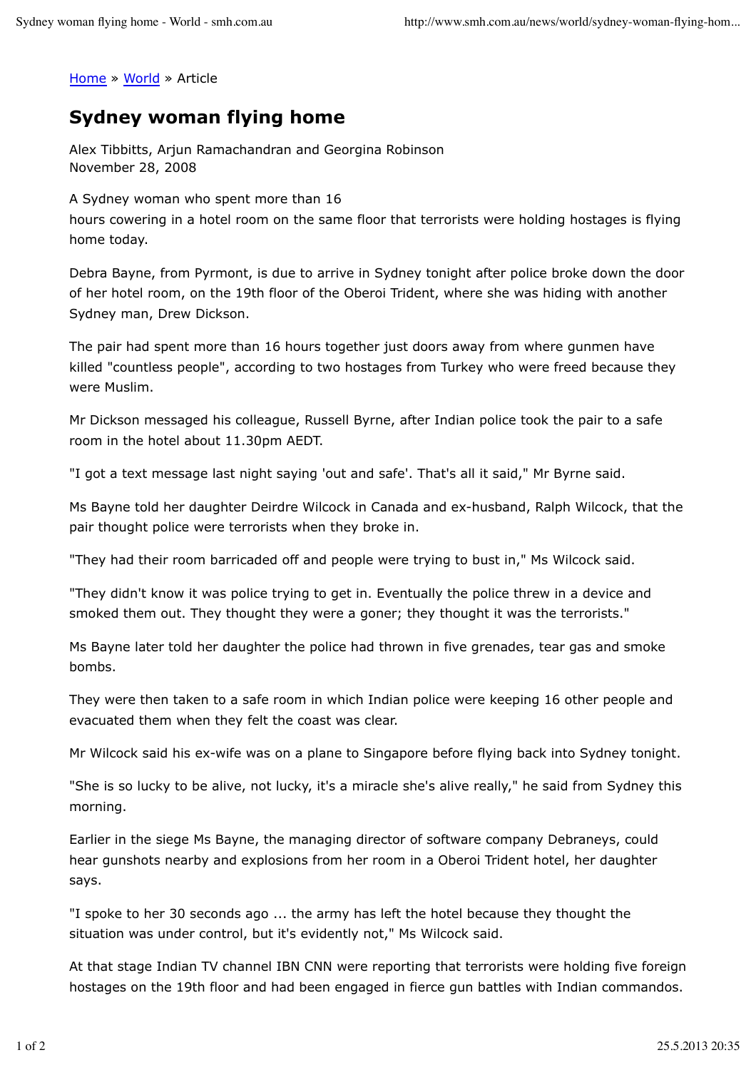Home » World » Article

# Sydney woman flying home

Alex Tibbitts, Arjun Ramachandran and Georgina Robinson
November 28, 2008

A Sydney woman who spent more than 16 hours cowering in a hotel room on the same floor that terrorists were holding hostages is flying home today.

Debra Bayne, from Pyrmont, is due to arrive in Sydney tonight after police broke down the door of her hotel room, on the 19th floor of the Oberoi Trident, where she was hiding with another Sydney man, Drew Dickson.

The pair had spent more than 16 hours together just doors away from where gunmen have killed "countless people", according to two hostages from Turkey who were freed because they were Muslim.

Mr Dickson messaged his colleague, Russell Byrne, after Indian police took the pair to a safe room in the hotel about 11.30pm AEDT.

"I got a text message last night saying 'out and safe'. That's all it said," Mr Byrne said.

Ms Bayne told her daughter Deirdre Wilcock in Canada and ex-husband, Ralph Wilcock, that the pair thought police were terrorists when they broke in.

"They had their room barricaded off and people were trying to bust in," Ms Wilcock said.

"They didn't know it was police trying to get in. Eventually the police threw in a device and smoked them out. They thought they were a goner; they thought it was the terrorists."

Ms Bayne later told her daughter the police had thrown in five grenades, tear gas and smoke bombs.

They were then taken to a safe room in which Indian police were keeping 16 other people and evacuated them when they felt the coast was clear.

Mr Wilcock said his ex-wife was on a plane to Singapore before flying back into Sydney tonight.

"She is so lucky to be alive, not lucky, it's a miracle she's alive really," he said from Sydney this morning.

Earlier in the siege Ms Bayne, the managing director of software company Debraneys, could hear gunshots nearby and explosions from her room in a Oberoi Trident hotel, her daughter says.

"I spoke to her 30 seconds ago ... the army has left the hotel because they thought the situation was under control, but it's evidently not," Ms Wilcock said.

At that stage Indian TV channel IBN CNN were reporting that terrorists were holding five foreign hostages on the 19th floor and had been engaged in fierce gun battles with Indian commandos.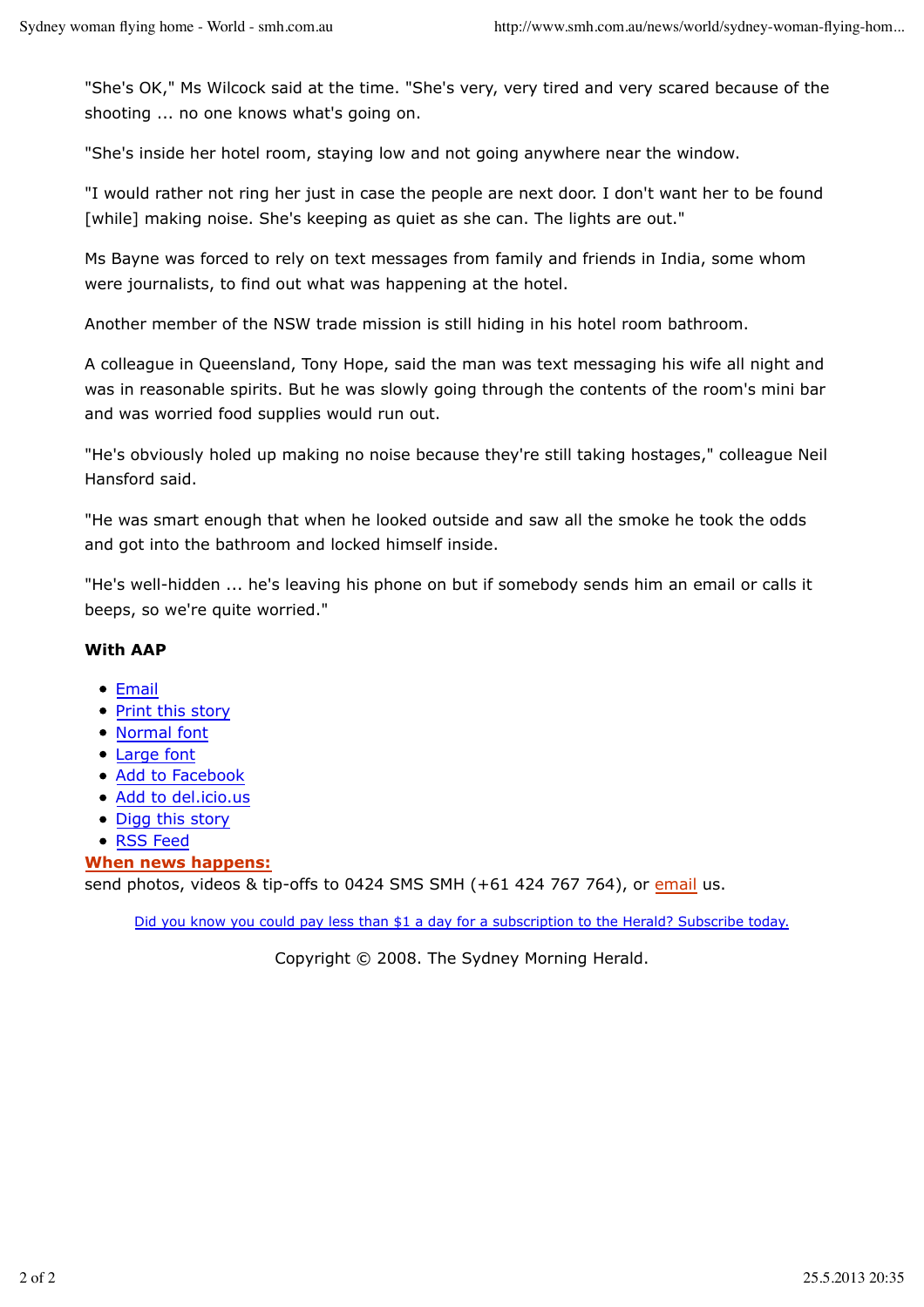"She's OK," Ms Wilcock said at the time. "She's very, very tired and very scared because of the shooting ... no one knows what's going on.

"She's inside her hotel room, staying low and not going anywhere near the window.

"I would rather not ring her just in case the people are next door. I don't want her to be found [while] making noise. She's keeping as quiet as she can. The lights are out."

Ms Bayne was forced to rely on text messages from family and friends in India, some whom were journalists, to find out what was happening at the hotel.

Another member of the NSW trade mission is still hiding in his hotel room bathroom.

A colleague in Queensland, Tony Hope, said the man was text messaging his wife all night and was in reasonable spirits. But he was slowly going through the contents of the room's mini bar and was worried food supplies would run out.

"He's obviously holed up making no noise because they're still taking hostages," colleague Neil Hansford said.

"He was smart enough that when he looked outside and saw all the smoke he took the odds and got into the bathroom and locked himself inside.

"He's well-hidden ... he's leaving his phone on but if somebody sends him an email or calls it beeps, so we're quite worried."

**With AAP**

- Email
- Print this story
- Normal font
- Large font
- Add to Facebook
- Add to del.icio.us
- Digg this story
- RSS Feed

**When news happens:**
send photos, videos & tip-offs to 0424 SMS SMH (+61 424 767 764), or email us.

Did you know you could pay less than $1 a day for a subscription to the Herald? Subscribe today.

Copyright © 2008. The Sydney Morning Herald.